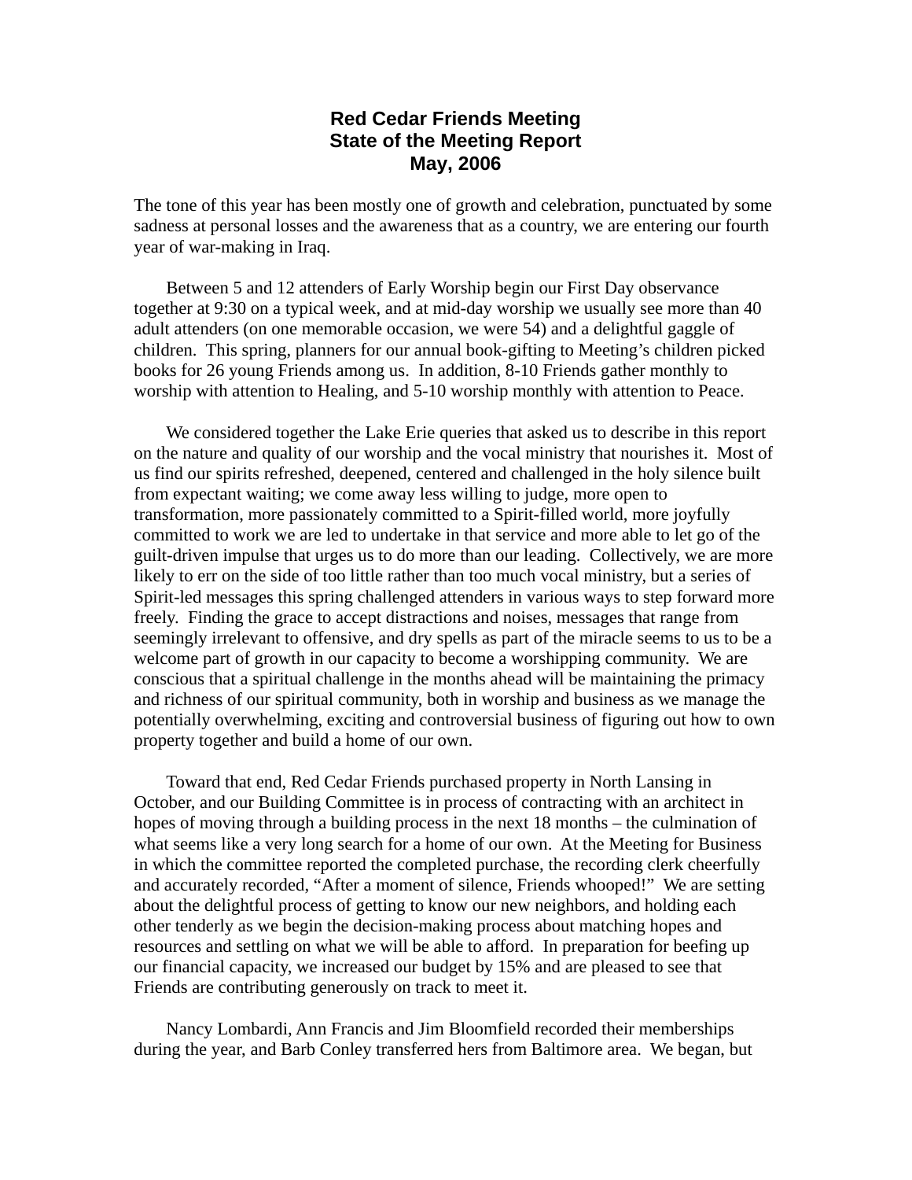# Red Cedar Friends Meeting
# State of the Meeting Report
# May, 2006

The tone of this year has been mostly one of growth and celebration, punctuated by some sadness at personal losses and the awareness that as a country, we are entering our fourth year of war-making in Iraq.

Between 5 and 12 attenders of Early Worship begin our First Day observance together at 9:30 on a typical week, and at mid-day worship we usually see more than 40 adult attenders (on one memorable occasion, we were 54) and a delightful gaggle of children. This spring, planners for our annual book-gifting to Meeting's children picked books for 26 young Friends among us. In addition, 8-10 Friends gather monthly to worship with attention to Healing, and 5-10 worship monthly with attention to Peace.

We considered together the Lake Erie queries that asked us to describe in this report on the nature and quality of our worship and the vocal ministry that nourishes it. Most of us find our spirits refreshed, deepened, centered and challenged in the holy silence built from expectant waiting; we come away less willing to judge, more open to transformation, more passionately committed to a Spirit-filled world, more joyfully committed to work we are led to undertake in that service and more able to let go of the guilt-driven impulse that urges us to do more than our leading. Collectively, we are more likely to err on the side of too little rather than too much vocal ministry, but a series of Spirit-led messages this spring challenged attenders in various ways to step forward more freely. Finding the grace to accept distractions and noises, messages that range from seemingly irrelevant to offensive, and dry spells as part of the miracle seems to us to be a welcome part of growth in our capacity to become a worshipping community. We are conscious that a spiritual challenge in the months ahead will be maintaining the primacy and richness of our spiritual community, both in worship and business as we manage the potentially overwhelming, exciting and controversial business of figuring out how to own property together and build a home of our own.

Toward that end, Red Cedar Friends purchased property in North Lansing in October, and our Building Committee is in process of contracting with an architect in hopes of moving through a building process in the next 18 months – the culmination of what seems like a very long search for a home of our own. At the Meeting for Business in which the committee reported the completed purchase, the recording clerk cheerfully and accurately recorded, "After a moment of silence, Friends whooped!" We are setting about the delightful process of getting to know our new neighbors, and holding each other tenderly as we begin the decision-making process about matching hopes and resources and settling on what we will be able to afford. In preparation for beefing up our financial capacity, we increased our budget by 15% and are pleased to see that Friends are contributing generously on track to meet it.

Nancy Lombardi, Ann Francis and Jim Bloomfield recorded their memberships during the year, and Barb Conley transferred hers from Baltimore area. We began, but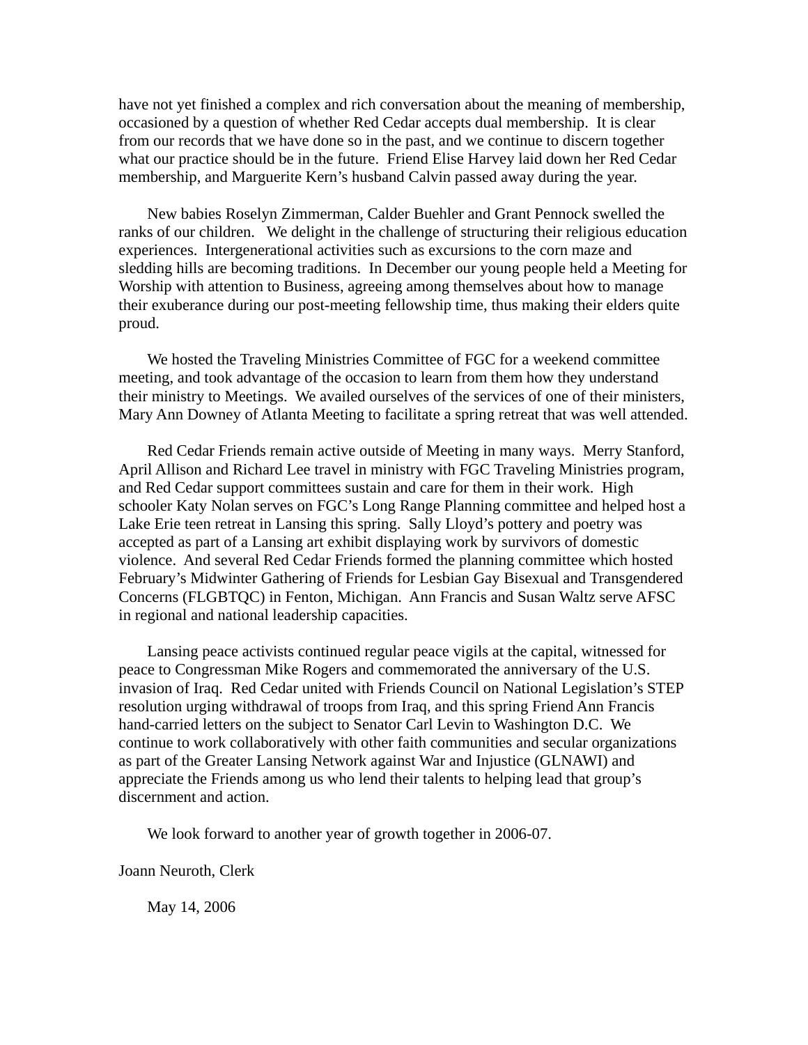have not yet finished a complex and rich conversation about the meaning of membership, occasioned by a question of whether Red Cedar accepts dual membership. It is clear from our records that we have done so in the past, and we continue to discern together what our practice should be in the future. Friend Elise Harvey laid down her Red Cedar membership, and Marguerite Kern's husband Calvin passed away during the year.

New babies Roselyn Zimmerman, Calder Buehler and Grant Pennock swelled the ranks of our children. We delight in the challenge of structuring their religious education experiences. Intergenerational activities such as excursions to the corn maze and sledding hills are becoming traditions. In December our young people held a Meeting for Worship with attention to Business, agreeing among themselves about how to manage their exuberance during our post-meeting fellowship time, thus making their elders quite proud.

We hosted the Traveling Ministries Committee of FGC for a weekend committee meeting, and took advantage of the occasion to learn from them how they understand their ministry to Meetings. We availed ourselves of the services of one of their ministers, Mary Ann Downey of Atlanta Meeting to facilitate a spring retreat that was well attended.

Red Cedar Friends remain active outside of Meeting in many ways. Merry Stanford, April Allison and Richard Lee travel in ministry with FGC Traveling Ministries program, and Red Cedar support committees sustain and care for them in their work. High schooler Katy Nolan serves on FGC's Long Range Planning committee and helped host a Lake Erie teen retreat in Lansing this spring. Sally Lloyd's pottery and poetry was accepted as part of a Lansing art exhibit displaying work by survivors of domestic violence. And several Red Cedar Friends formed the planning committee which hosted February's Midwinter Gathering of Friends for Lesbian Gay Bisexual and Transgendered Concerns (FLGBTQC) in Fenton, Michigan. Ann Francis and Susan Waltz serve AFSC in regional and national leadership capacities.

Lansing peace activists continued regular peace vigils at the capital, witnessed for peace to Congressman Mike Rogers and commemorated the anniversary of the U.S. invasion of Iraq. Red Cedar united with Friends Council on National Legislation's STEP resolution urging withdrawal of troops from Iraq, and this spring Friend Ann Francis hand-carried letters on the subject to Senator Carl Levin to Washington D.C. We continue to work collaboratively with other faith communities and secular organizations as part of the Greater Lansing Network against War and Injustice (GLNAWI) and appreciate the Friends among us who lend their talents to helping lead that group's discernment and action.

We look forward to another year of growth together in 2006-07.

Joann Neuroth, Clerk

May 14, 2006